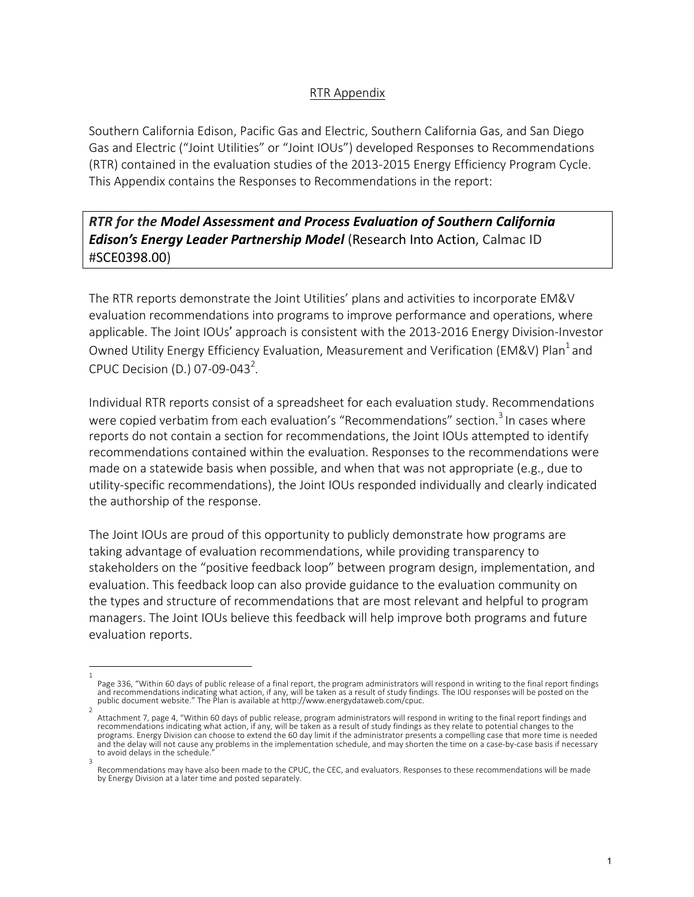RTR Appendix

Southern California Edison, Pacific Gas and Electric, Southern California Gas, and San Diego Gas and Electric ("Joint Utilities" or "Joint IOUs") developed Responses to Recommendations (RTR) contained in the evaluation studies of the 2013-2015 Energy Efficiency Program Cycle. This Appendix contains the Responses to Recommendations in the report:

***RTR for the Model Assessment and Process Evaluation of Southern California Edison's Energy Leader Partnership Model*** (Research Into Action, Calmac ID #SCE0398.00)

The RTR reports demonstrate the Joint Utilities' plans and activities to incorporate EM&V evaluation recommendations into programs to improve performance and operations, where applicable. The Joint IOUs' approach is consistent with the 2013-2016 Energy Division-Investor Owned Utility Energy Efficiency Evaluation, Measurement and Verification (EM&V) Plan[1] and CPUC Decision (D.) 07-09-043[2].

Individual RTR reports consist of a spreadsheet for each evaluation study. Recommendations were copied verbatim from each evaluation's "Recommendations" section.[3] In cases where reports do not contain a section for recommendations, the Joint IOUs attempted to identify recommendations contained within the evaluation. Responses to the recommendations were made on a statewide basis when possible, and when that was not appropriate (e.g., due to utility-specific recommendations), the Joint IOUs responded individually and clearly indicated the authorship of the response.

The Joint IOUs are proud of this opportunity to publicly demonstrate how programs are taking advantage of evaluation recommendations, while providing transparency to stakeholders on the "positive feedback loop" between program design, implementation, and evaluation. This feedback loop can also provide guidance to the evaluation community on the types and structure of recommendations that are most relevant and helpful to program managers. The Joint IOUs believe this feedback will help improve both programs and future evaluation reports.

---

[1] Page 336, "Within 60 days of public release of a final report, the program administrators will respond in writing to the final report findings and recommendations indicating what action, if any, will be taken as a result of study findings. The IOU responses will be posted on the public document website." The Plan is available at http://www.energydataweb.com/cpuc.

[2] Attachment 7, page 4, "Within 60 days of public release, program administrators will respond in writing to the final report findings and recommendations indicating what action, if any, will be taken as a result of study findings as they relate to potential changes to the programs. Energy Division can choose to extend the 60 day limit if the administrator presents a compelling case that more time is needed and the delay will not cause any problems in the implementation schedule, and may shorten the time on a case-by-case basis if necessary to avoid delays in the schedule."

[3] Recommendations may have also been made to the CPUC, the CEC, and evaluators. Responses to these recommendations will be made by Energy Division at a later time and posted separately.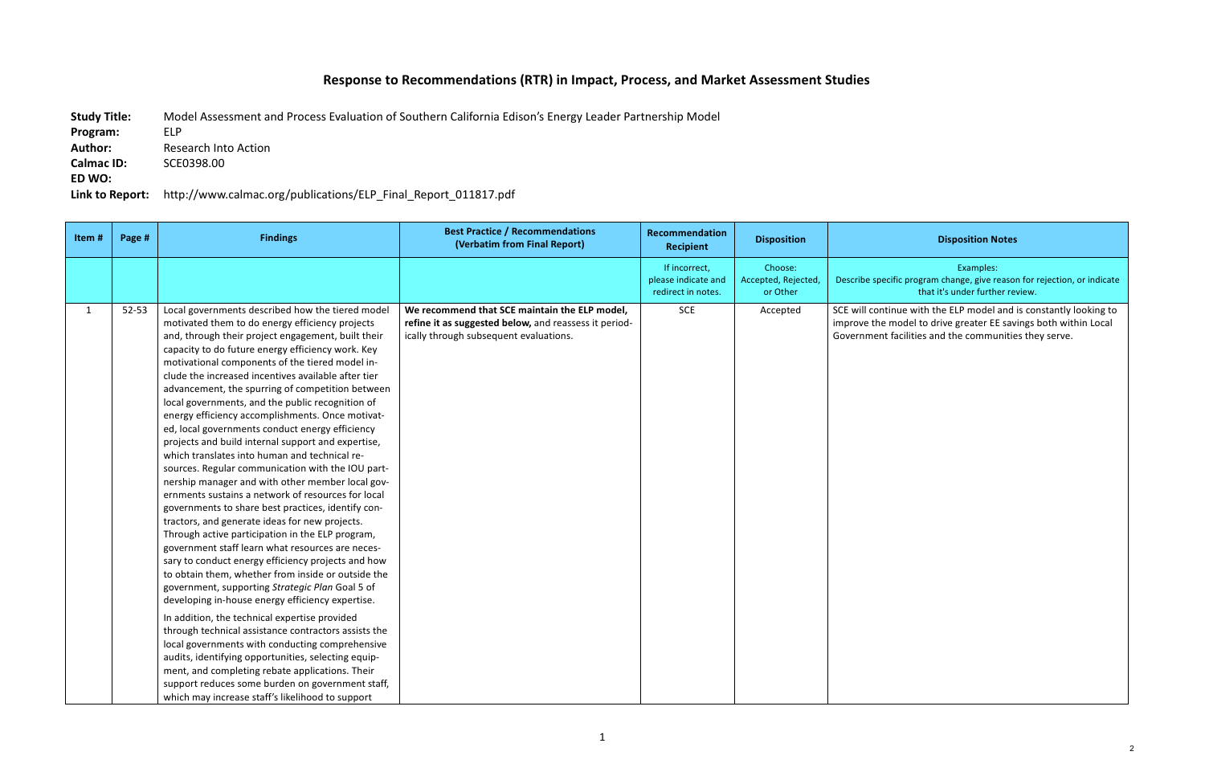# Response to Recommendations (RTR) in Impact, Process, and Market Assessment Studies

**Study Title:** Model Assessment and Process Evaluation of Southern California Edison's Energy Leader Partnership Model
**Program:** ELP
**Author:** Research Into Action
**Calmac ID:** SCE0398.00
**ED WO:**
**Link to Report:** http://www.calmac.org/publications/ELP_Final_Report_011817.pdf

| Item # | Page # | Findings | Best Practice / Recommendations (Verbatim from Final Report) | Recommendation Recipient | Disposition | Disposition Notes |
|---|---|---|---|---|---|---|
| | | | | If incorrect, please indicate and redirect in notes. | Choose: Accepted, Rejected, or Other | Examples: Describe specific program change, give reason for rejection, or indicate that it's under further review. |
| 1 | 52-53 | Local governments described how the tiered model motivated them to do energy efficiency projects and, through their project engagement, built their capacity to do future energy efficiency work. Key motivational components of the tiered model include the increased incentives available after tier advancement, the spurring of competition between local governments, and the public recognition of energy efficiency accomplishments. Once motivated, local governments conduct energy efficiency projects and build internal support and expertise, which translates into human and technical resources. Regular communication with the IOU partnership manager and with other member local governments sustains a network of resources for local governments to share best practices, identify contractors, and generate ideas for new projects. Through active participation in the ELP program, government staff learn what resources are necessary to conduct energy efficiency projects and how to obtain them, whether from inside or outside the government, supporting *Strategic Plan* Goal 5 of developing in-house energy efficiency expertise.<br><br>In addition, the technical expertise provided through technical assistance contractors assists the local governments with conducting comprehensive audits, identifying opportunities, selecting equipment, and completing rebate applications. Their support reduces some burden on government staff, which may increase staff's likelihood to support | **We recommend that SCE maintain the ELP model, refine it as suggested below,** and reassess it periodically through subsequent evaluations. | SCE | Accepted | SCE will continue with the ELP model and is constantly looking to improve the model to drive greater EE savings both within Local Government facilities and the communities they serve. |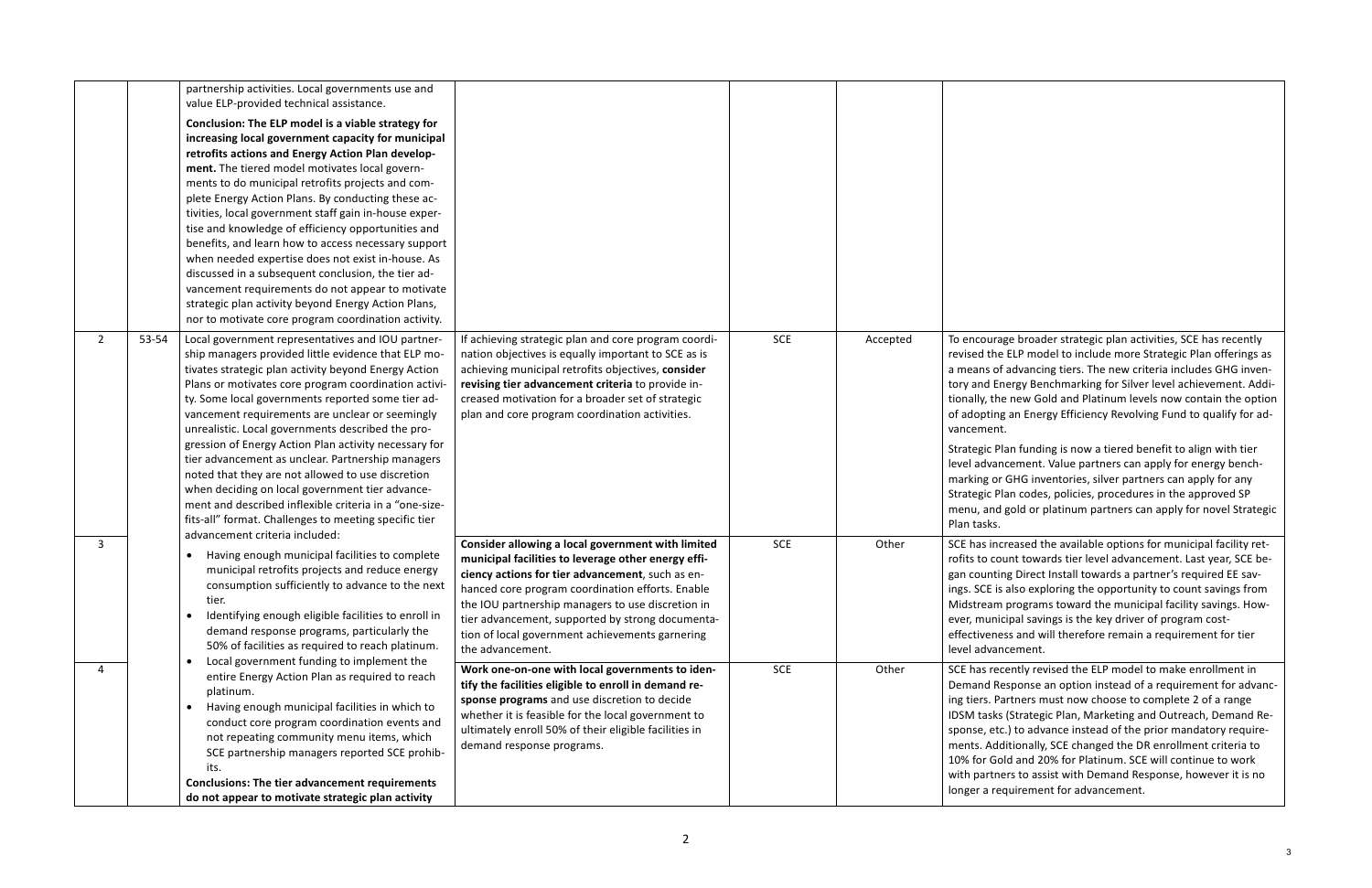| | | | | | | |
|---|---|---|---|---|---|---|
| | | partnership activities. Local governments use and value ELP-provided technical assistance.<br><br>**Conclusion: The ELP model is a viable strategy for increasing local government capacity for municipal retrofits actions and Energy Action Plan development.** The tiered model motivates local governments to do municipal retrofits projects and complete Energy Action Plans. By conducting these activities, local government staff gain in-house expertise and knowledge of efficiency opportunities and benefits, and learn how to access necessary support when needed expertise does not exist in-house. As discussed in a subsequent conclusion, the tier advancement requirements do not appear to motivate strategic plan activity beyond Energy Action Plans, nor to motivate core program coordination activity. | | | | |
| 2 | 53-54 | Local government representatives and IOU partnership managers provided little evidence that ELP motivates strategic plan activity beyond Energy Action Plans or motivates core program coordination activity. Some local governments reported some tier advancement requirements are unclear or seemingly unrealistic. Local governments described the progression of Energy Action Plan activity necessary for tier advancement as unclear. Partnership managers noted that they are not allowed to use discretion when deciding on local government tier advancement and described inflexible criteria in a "one-size-fits-all" format. Challenges to meeting specific tier advancement criteria included:<br>• Having enough municipal facilities to complete municipal retrofits projects and reduce energy consumption sufficiently to advance to the next tier.<br>• Identifying enough eligible facilities to enroll in demand response programs, particularly the 50% of facilities as required to reach platinum.<br>• Local government funding to implement the entire Energy Action Plan as required to reach platinum.<br>• Having enough municipal facilities in which to conduct core program coordination events and not repeating community menu items, which SCE partnership managers reported SCE prohibits.<br>**Conclusions: The tier advancement requirements do not appear to motivate strategic plan activity** | If achieving strategic plan and core program coordination objectives is equally important to SCE as is achieving municipal retrofits objectives, **consider revising tier advancement criteria** to provide increased motivation for a broader set of strategic plan and core program coordination activities. | SCE | Accepted | To encourage broader strategic plan activities, SCE has recently revised the ELP model to include more Strategic Plan offerings as a means of advancing tiers. The new criteria includes GHG inventory and Energy Benchmarking for Silver level achievement. Additionally, the new Gold and Platinum levels now contain the option of adopting an Energy Efficiency Revolving Fund to qualify for advancement.<br><br>Strategic Plan funding is now a tiered benefit to align with tier level advancement. Value partners can apply for energy benchmarking or GHG inventories, silver partners can apply for any Strategic Plan codes, policies, procedures in the approved SP menu, and gold or platinum partners can apply for novel Strategic Plan tasks. |
| 3 | | | **Consider allowing a local government with limited municipal facilities to leverage other energy efficiency actions for tier advancement**, such as enhanced core program coordination efforts. Enable the IOU partnership managers to use discretion in tier advancement, supported by strong documentation of local government achievements garnering the advancement. | SCE | Other | SCE has increased the available options for municipal facility retrofits to count towards tier level advancement. Last year, SCE began counting Direct Install towards a partner's required EE savings. SCE is also exploring the opportunity to count savings from Midstream programs toward the municipal facility savings. However, municipal savings is the key driver of program cost-effectiveness and will therefore remain a requirement for tier level advancement. |
| 4 | | | **Work one-on-one with local governments to identify the facilities eligible to enroll in demand response programs** and use discretion to decide whether it is feasible for the local government to ultimately enroll 50% of their eligible facilities in demand response programs. | SCE | Other | SCE has recently revised the ELP model to make enrollment in Demand Response an option instead of a requirement for advancing tiers. Partners must now choose to complete 2 of a range IDSM tasks (Strategic Plan, Marketing and Outreach, Demand Response, etc.) to advance instead of the prior mandatory requirements. Additionally, SCE changed the DR enrollment criteria to 10% for Gold and 20% for Platinum. SCE will continue to work with partners to assist with Demand Response, however it is no longer a requirement for advancement. |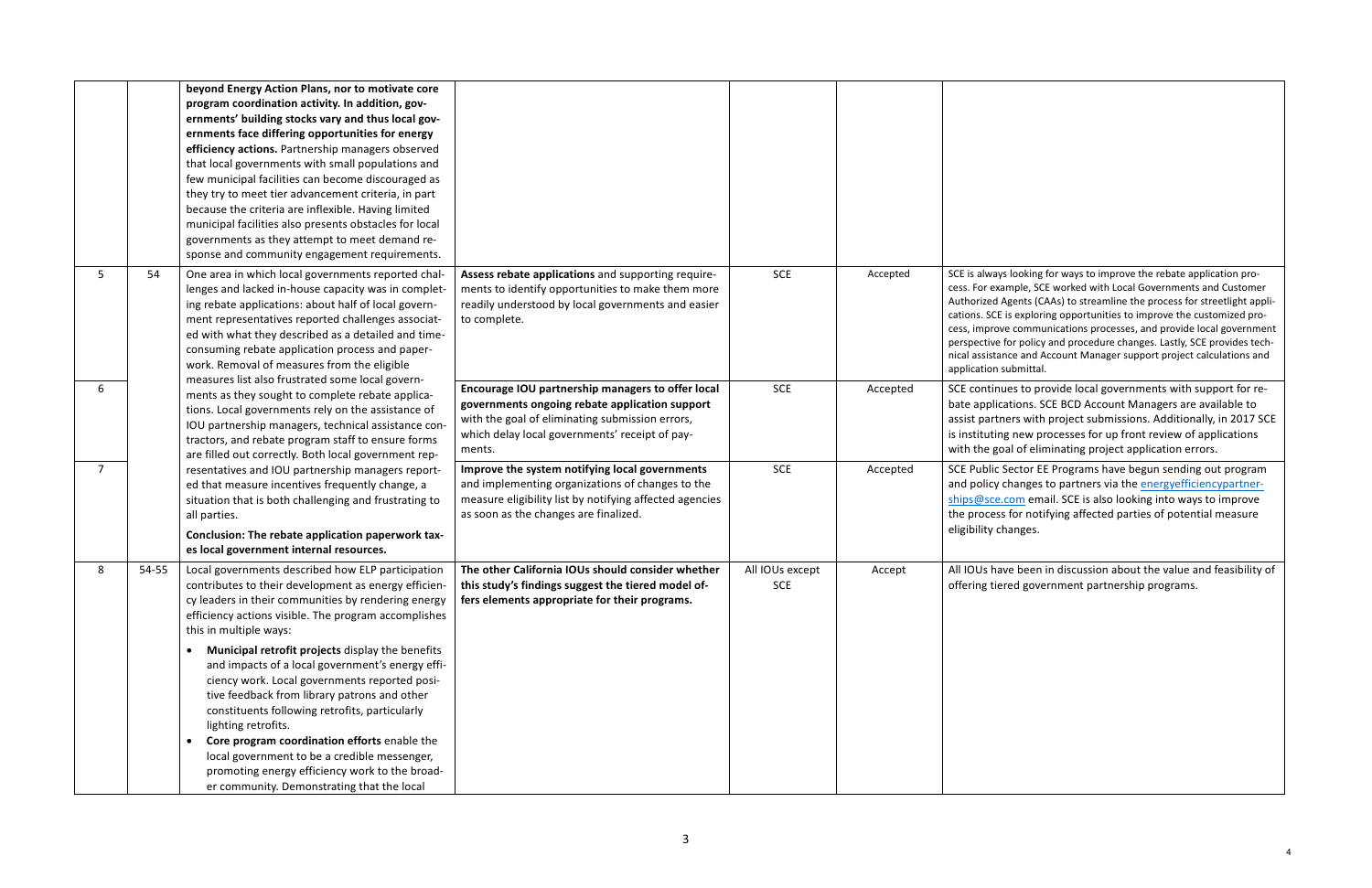| | | | | | | |
|---|---|---|---|---|---|---|
| | | **beyond Energy Action Plans, nor to motivate core program coordination activity. In addition, governments' building stocks vary and thus local governments face differing opportunities for energy efficiency actions.** Partnership managers observed that local governments with small populations and few municipal facilities can become discouraged as they try to meet tier advancement criteria, in part because the criteria are inflexible. Having limited municipal facilities also presents obstacles for local governments as they attempt to meet demand response and community engagement requirements. | | | | |
| 5 | 54 | One area in which local governments reported challenges and lacked in-house capacity was in completing rebate applications: about half of local government representatives reported challenges associated with what they described as a detailed and time-consuming rebate application process and paperwork. Removal of measures from the eligible measures list also frustrated some local governments as they sought to complete rebate applications. Local governments rely on the assistance of IOU partnership managers, technical assistance contractors, and rebate program staff to ensure forms are filled out correctly. Both local government representatives and IOU partnership managers reported that measure incentives frequently change, a situation that is both challenging and frustrating to all parties.<br><br>**Conclusion: The rebate application paperwork taxes local government internal resources.** | **Assess rebate applications** and supporting requirements to identify opportunities to make them more readily understood by local governments and easier to complete. | SCE | Accepted | SCE is always looking for ways to improve the rebate application process. For example, SCE worked with Local Governments and Customer Authorized Agents (CAAs) to streamline the process for streetlight applications. SCE is exploring opportunities to improve the customized process, improve communications processes, and provide local government perspective for policy and procedure changes. Lastly, SCE provides technical assistance and Account Manager support project calculations and application submittal. |
| 6 | | | **Encourage IOU partnership managers to offer local governments ongoing rebate application support with the goal of eliminating submission errors, which delay local governments' receipt of payments.** | SCE | Accepted | SCE continues to provide local governments with support for rebate applications. SCE BCD Account Managers are available to assist partners with project submissions. Additionally, in 2017 SCE is instituting new processes for up front review of applications with the goal of eliminating project application errors. |
| 7 | | | **Improve the system notifying local governments** and implementing organizations of changes to the measure eligibility list by notifying affected agencies as soon as the changes are finalized. | SCE | Accepted | SCE Public Sector EE Programs have begun sending out program and policy changes to partners via the energyefficiencypartnerships@sce.com email. SCE is also looking into ways to improve the process for notifying affected parties of potential measure eligibility changes. |
| 8 | 54-55 | Local governments described how ELP participation contributes to their development as energy efficiency leaders in their communities by rendering energy efficiency actions visible. The program accomplishes this in multiple ways:<br>• **Municipal retrofit projects** display the benefits and impacts of a local government's energy efficiency work. Local governments reported positive feedback from library patrons and other constituents following retrofits, particularly lighting retrofits.<br>• **Core program coordination efforts** enable the local government to be a credible messenger, promoting energy efficiency work to the broader community. Demonstrating that the local | **The other California IOUs should consider whether this study's findings suggest the tiered model offers elements appropriate for their programs.** | All IOUs except SCE | Accept | All IOUs have been in discussion about the value and feasibility of offering tiered government partnership programs. |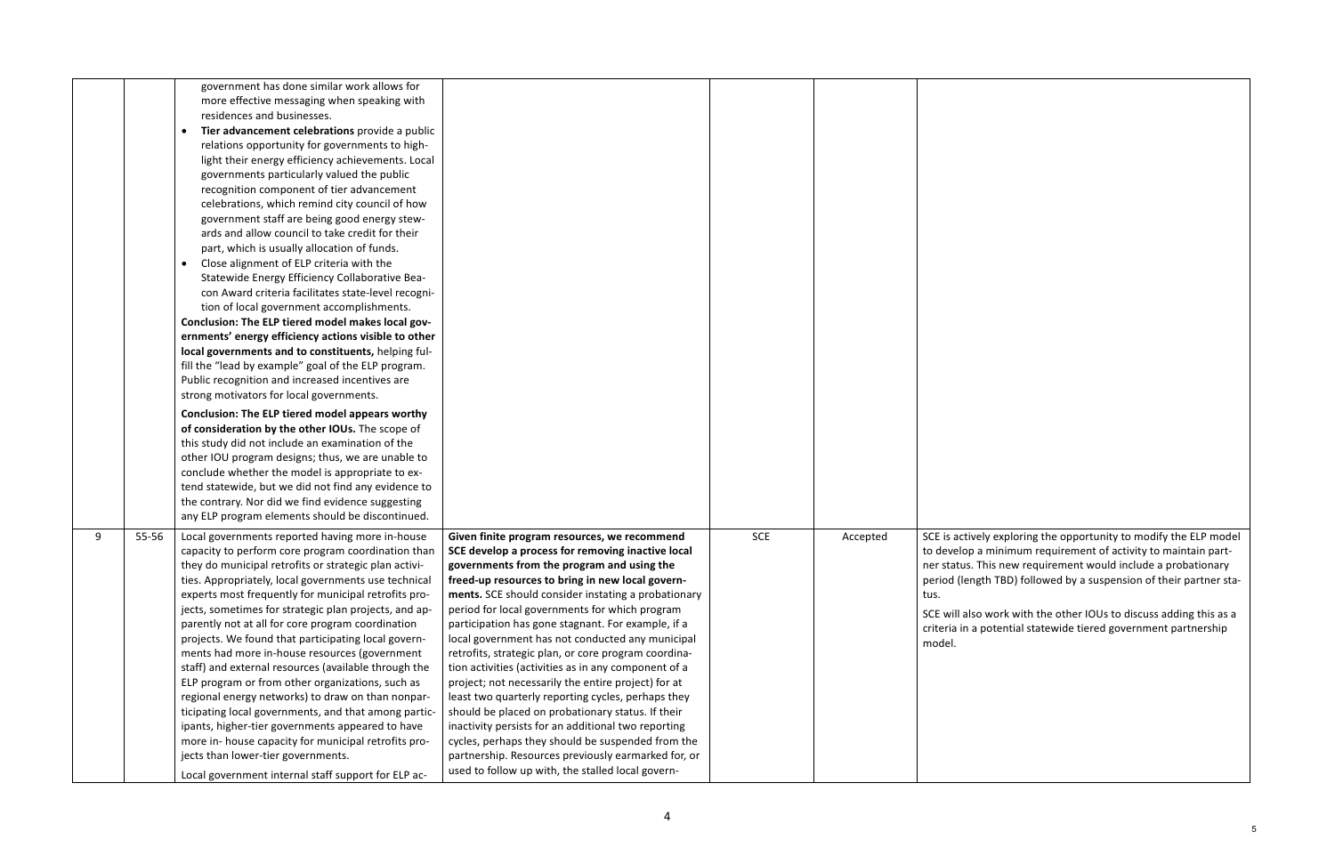| | | | | | | |
|---|---|---|---|---|---|---|
| | | government has done similar work allows for more effective messaging when speaking with residences and businesses.<br>• **Tier advancement celebrations** provide a public relations opportunity for governments to highlight their energy efficiency achievements. Local governments particularly valued the public recognition component of tier advancement celebrations, which remind city council of how government staff are being good energy stewards and allow council to take credit for their part, which is usually allocation of funds.<br>• Close alignment of ELP criteria with the Statewide Energy Efficiency Collaborative Beacon Award criteria facilitates state-level recognition of local government accomplishments.<br>**Conclusion: The ELP tiered model makes local governments' energy efficiency actions visible to other local governments and to constituents,** helping fulfill the "lead by example" goal of the ELP program. Public recognition and increased incentives are strong motivators for local governments.<br>**Conclusion: The ELP tiered model appears worthy of consideration by the other IOUs.** The scope of this study did not include an examination of the other IOU program designs; thus, we are unable to conclude whether the model is appropriate to extend statewide, but we did not find any evidence to the contrary. Nor did we find evidence suggesting any ELP program elements should be discontinued. | | | | |
| 9 | 55-56 | Local governments reported having more in-house capacity to perform core program coordination than they do municipal retrofits or strategic plan activities. Appropriately, local governments use technical experts most frequently for municipal retrofits projects, sometimes for strategic plan projects, and apparently not at all for core program coordination projects. We found that participating local governments had more in-house resources (government staff) and external resources (available through the ELP program or from other organizations, such as regional energy networks) to draw on than nonparticipating local governments, and that among participants, higher-tier governments appeared to have more in- house capacity for municipal retrofits projects than lower-tier governments.<br>Local government internal staff support for ELP ac- | **Given finite program resources, we recommend SCE develop a process for removing inactive local governments from the program and using the freed-up resources to bring in new local governments.** SCE should consider instating a probationary period for local governments for which program participation has gone stagnant. For example, if a local government has not conducted any municipal retrofits, strategic plan, or core program coordination activities (activities as in any component of a project; not necessarily the entire project) for at least two quarterly reporting cycles, perhaps they should be placed on probationary status. If their inactivity persists for an additional two reporting cycles, perhaps they should be suspended from the partnership. Resources previously earmarked for, or used to follow up with, the stalled local govern- | SCE | Accepted | SCE is actively exploring the opportunity to modify the ELP model to develop a minimum requirement of activity to maintain partner status. This new requirement would include a probationary period (length TBD) followed by a suspension of their partner status.<br>SCE will also work with the other IOUs to discuss adding this as a criteria in a potential statewide tiered government partnership model. |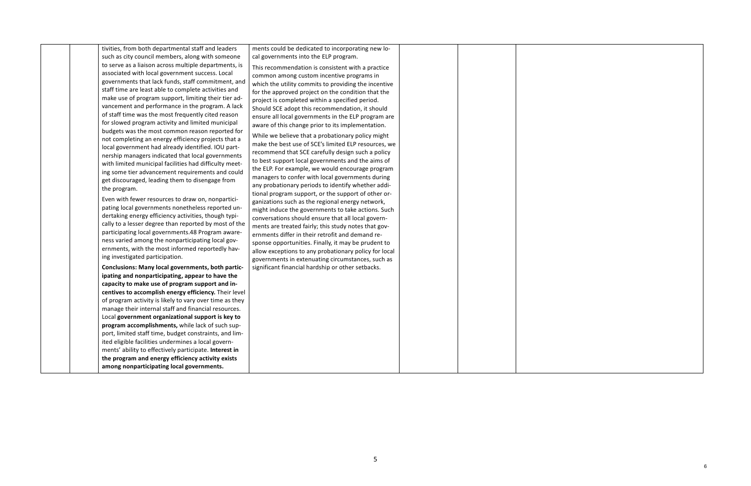| | | | | | | |
|---|---|---|---|---|---|---|
| | | tivities, from both departmental staff and leaders such as city council members, along with someone to serve as a liaison across multiple departments, is associated with local government success. Local governments that lack funds, staff commitment, and staff time are least able to complete activities and make use of program support, limiting their tier advancement and performance in the program. A lack of staff time was the most frequently cited reason for slowed program activity and limited municipal budgets was the most common reason reported for not completing an energy efficiency projects that a local government had already identified. IOU partnership managers indicated that local governments with limited municipal facilities had difficulty meeting some tier advancement requirements and could get discouraged, leading them to disengage from the program.<br><br>Even with fewer resources to draw on, nonparticipating local governments nonetheless reported undertaking energy efficiency activities, though typically to a lesser degree than reported by most of the participating local governments.48 Program awareness varied among the nonparticipating local governments, with the most informed reportedly having investigated participation.<br><br>**Conclusions: Many local governments, both participating and nonparticipating, appear to have the capacity to make use of program support and incentives to accomplish energy efficiency.** Their level of program activity is likely to vary over time as they manage their internal staff and financial resources. Local **government organizational support is key to program accomplishments,** while lack of such support, limited staff time, budget constraints, and limited eligible facilities undermines a local governments' ability to effectively participate. **Interest in the program and energy efficiency activity exists among nonparticipating local governments.** | ments could be dedicated to incorporating new local governments into the ELP program.<br><br>This recommendation is consistent with a practice common among custom incentive programs in which the utility commits to providing the incentive for the approved project on the condition that the project is completed within a specified period. Should SCE adopt this recommendation, it should ensure all local governments in the ELP program are aware of this change prior to its implementation.<br><br>While we believe that a probationary policy might make the best use of SCE's limited ELP resources, we recommend that SCE carefully design such a policy to best support local governments and the aims of the ELP. For example, we would encourage program managers to confer with local governments during any probationary periods to identify whether additional program support, or the support of other organizations such as the regional energy network, might induce the governments to take actions. Such conversations should ensure that all local governments are treated fairly; this study notes that governments differ in their retrofit and demand response opportunities. Finally, it may be prudent to allow exceptions to any probationary policy for local governments in extenuating circumstances, such as significant financial hardship or other setbacks. | | | |